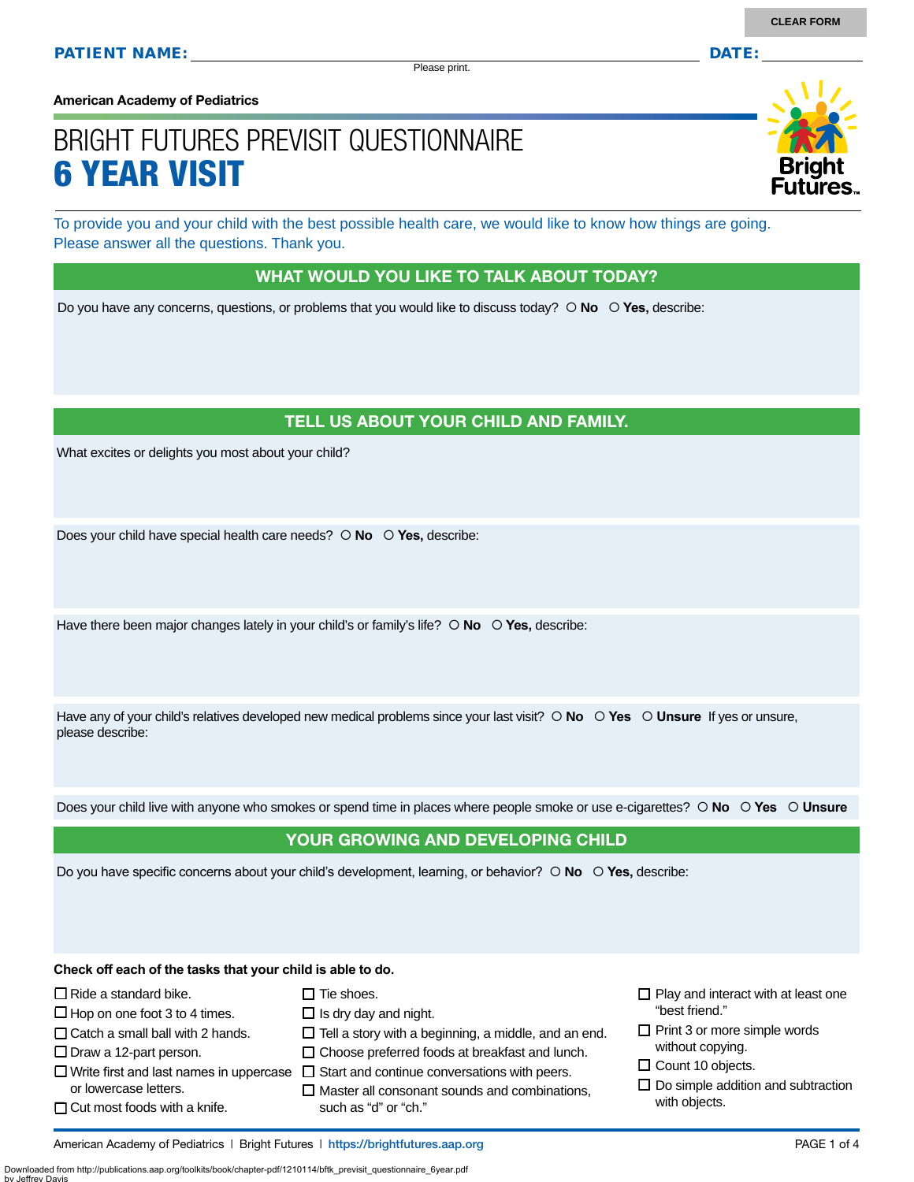CLEAR FORM

**PATIENT NAME:** ______________________________ **DATE:** __________

Please print.

**American Academy of Pediatrics**

# BRIGHT FUTURES PREVISIT QUESTIONNAIRE
# 6 YEAR VISIT

To provide you and your child with the best possible health care, we would like to know how things are going. Please answer all the questions. Thank you.

## WHAT WOULD YOU LIKE TO TALK ABOUT TODAY?

Do you have any concerns, questions, or problems that you would like to discuss today? ○ **No** ○ **Yes,** describe:

## TELL US ABOUT YOUR CHILD AND FAMILY.

What excites or delights you most about your child?

Does your child have special health care needs? ○ **No** ○ **Yes,** describe:

Have there been major changes lately in your child's or family's life? ○ **No** ○ **Yes,** describe:

Have any of your child's relatives developed new medical problems since your last visit? ○ **No** ○ **Yes** ○ **Unsure** If yes or unsure, please describe:

Does your child live with anyone who smokes or spend time in places where people smoke or use e-cigarettes? ○ **No** ○ **Yes** ○ **Unsure**

## YOUR GROWING AND DEVELOPING CHILD

Do you have specific concerns about your child's development, learning, or behavior? ○ **No** ○ **Yes,** describe:

**Check off each of the tasks that your child is able to do.**

- ☐ Ride a standard bike.
- ☐ Hop on one foot 3 to 4 times.
- ☐ Catch a small ball with 2 hands.
- ☐ Draw a 12-part person.
- ☐ Write first and last names in uppercase or lowercase letters.
- ☐ Cut most foods with a knife.
- ☐ Tie shoes.
- ☐ Is dry day and night.
- ☐ Tell a story with a beginning, a middle, and an end.
- ☐ Choose preferred foods at breakfast and lunch.
- ☐ Start and continue conversations with peers.
- ☐ Master all consonant sounds and combinations, such as "d" or "ch."
- ☐ Play and interact with at least one "best friend."
- ☐ Print 3 or more simple words without copying.
- ☐ Count 10 objects.
- ☐ Do simple addition and subtraction with objects.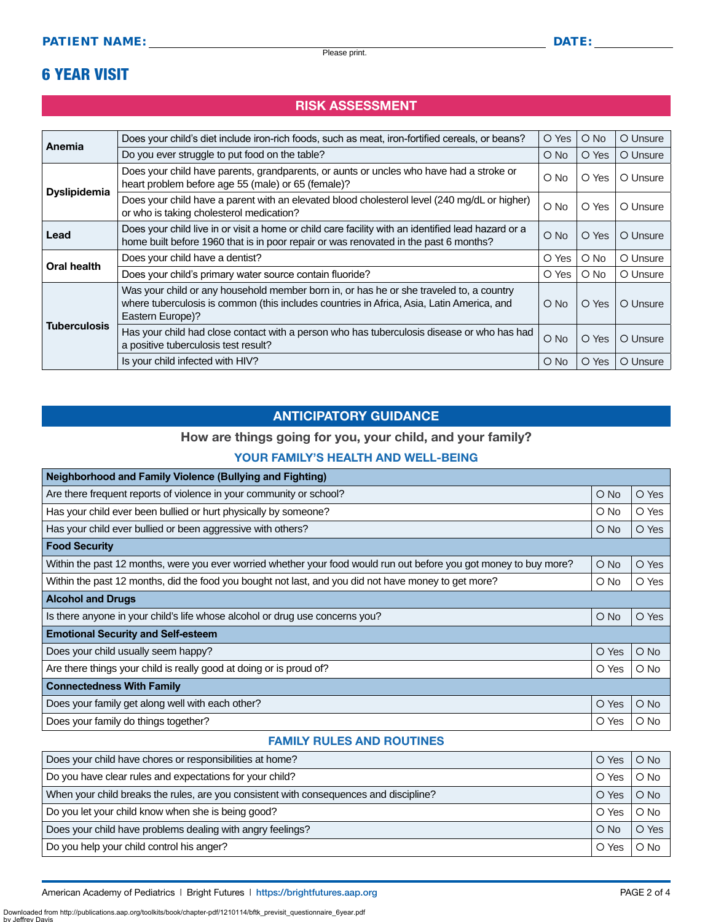**PATIENT NAME:** ______________________________ **DATE:** __________

Please print.

# 6 YEAR VISIT

## RISK ASSESSMENT

| | | | | |
|---|---|---|---|---|
| **Anemia** | Does your child's diet include iron-rich foods, such as meat, iron-fortified cereals, or beans? | O Yes | O No | O Unsure |
| | Do you ever struggle to put food on the table? | O No | O Yes | O Unsure |
| **Dyslipidemia** | Does your child have parents, grandparents, or aunts or uncles who have had a stroke or heart problem before age 55 (male) or 65 (female)? | O No | O Yes | O Unsure |
| | Does your child have a parent with an elevated blood cholesterol level (240 mg/dL or higher) or who is taking cholesterol medication? | O No | O Yes | O Unsure |
| **Lead** | Does your child live in or visit a home or child care facility with an identified lead hazard or a home built before 1960 that is in poor repair or was renovated in the past 6 months? | O No | O Yes | O Unsure |
| **Oral health** | Does your child have a dentist? | O Yes | O No | O Unsure |
| | Does your child's primary water source contain fluoride? | O Yes | O No | O Unsure |
| **Tuberculosis** | Was your child or any household member born in, or has he or she traveled to, a country where tuberculosis is common (this includes countries in Africa, Asia, Latin America, and Eastern Europe)? | O No | O Yes | O Unsure |
| | Has your child had close contact with a person who has tuberculosis disease or who has had a positive tuberculosis test result? | O No | O Yes | O Unsure |
| | Is your child infected with HIV? | O No | O Yes | O Unsure |

## ANTICIPATORY GUIDANCE

**How are things going for you, your child, and your family?**

### YOUR FAMILY'S HEALTH AND WELL-BEING

| | | |
|---|---|---|
| **Neighborhood and Family Violence (Bullying and Fighting)** | | |
| Are there frequent reports of violence in your community or school? | O No | O Yes |
| Has your child ever been bullied or hurt physically by someone? | O No | O Yes |
| Has your child ever bullied or been aggressive with others? | O No | O Yes |
| **Food Security** | | |
| Within the past 12 months, were you ever worried whether your food would run out before you got money to buy more? | O No | O Yes |
| Within the past 12 months, did the food you bought not last, and you did not have money to get more? | O No | O Yes |
| **Alcohol and Drugs** | | |
| Is there anyone in your child's life whose alcohol or drug use concerns you? | O No | O Yes |
| **Emotional Security and Self-esteem** | | |
| Does your child usually seem happy? | O Yes | O No |
| Are there things your child is really good at doing or is proud of? | O Yes | O No |
| **Connectedness With Family** | | |
| Does your family get along well with each other? | O Yes | O No |
| Does your family do things together? | O Yes | O No |

### FAMILY RULES AND ROUTINES

| | | |
|---|---|---|
| Does your child have chores or responsibilities at home? | O Yes | O No |
| Do you have clear rules and expectations for your child? | O Yes | O No |
| When your child breaks the rules, are you consistent with consequences and discipline? | O Yes | O No |
| Do you let your child know when she is being good? | O Yes | O No |
| Does your child have problems dealing with angry feelings? | O No | O Yes |
| Do you help your child control his anger? | O Yes | O No |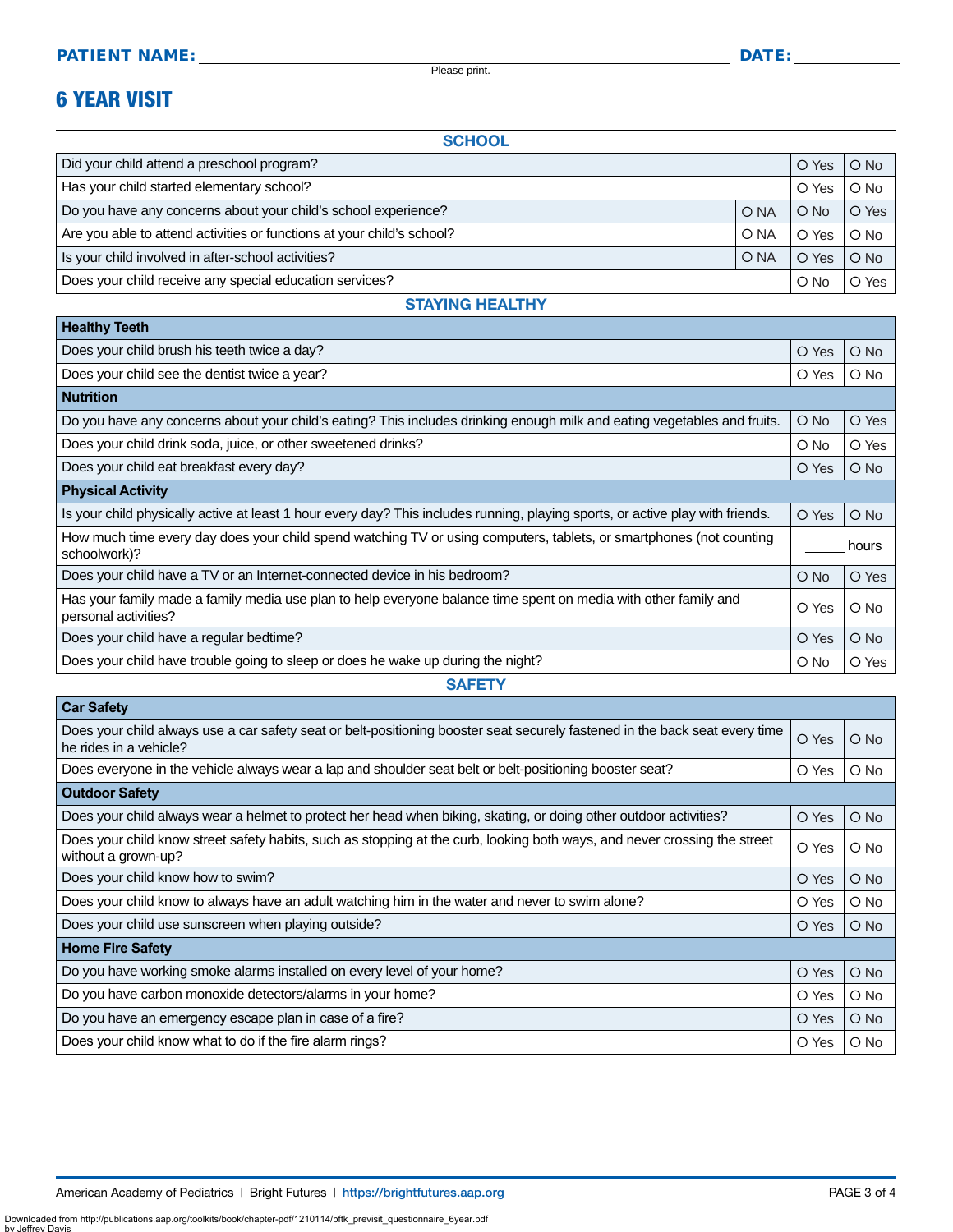**PATIENT NAME:** ____________________________ **DATE:** __________

Please print.

# 6 YEAR VISIT

## SCHOOL

| Question | | | |
|---|---|---|---|
| Did your child attend a preschool program? | | O Yes | O No |
| Has your child started elementary school? | | O Yes | O No |
| Do you have any concerns about your child's school experience? | O NA | O No | O Yes |
| Are you able to attend activities or functions at your child's school? | O NA | O Yes | O No |
| Is your child involved in after-school activities? | O NA | O Yes | O No |
| Does your child receive any special education services? | | O No | O Yes |

## STAYING HEALTHY

| Healthy Teeth | | |
|---|---|---|
| Does your child brush his teeth twice a day? | O Yes | O No |
| Does your child see the dentist twice a year? | O Yes | O No |
| **Nutrition** | | |
| Do you have any concerns about your child's eating? This includes drinking enough milk and eating vegetables and fruits. | O No | O Yes |
| Does your child drink soda, juice, or other sweetened drinks? | O No | O Yes |
| Does your child eat breakfast every day? | O Yes | O No |
| **Physical Activity** | | |
| Is your child physically active at least 1 hour every day? This includes running, playing sports, or active play with friends. | O Yes | O No |
| How much time every day does your child spend watching TV or using computers, tablets, or smartphones (not counting schoolwork)? | ______ hours | |
| Does your child have a TV or an Internet-connected device in his bedroom? | O No | O Yes |
| Has your family made a family media use plan to help everyone balance time spent on media with other family and personal activities? | O Yes | O No |
| Does your child have a regular bedtime? | O Yes | O No |
| Does your child have trouble going to sleep or does he wake up during the night? | O No | O Yes |

## SAFETY

| Car Safety | | |
|---|---|---|
| Does your child always use a car safety seat or belt-positioning booster seat securely fastened in the back seat every time he rides in a vehicle? | O Yes | O No |
| Does everyone in the vehicle always wear a lap and shoulder seat belt or belt-positioning booster seat? | O Yes | O No |
| **Outdoor Safety** | | |
| Does your child always wear a helmet to protect her head when biking, skating, or doing other outdoor activities? | O Yes | O No |
| Does your child know street safety habits, such as stopping at the curb, looking both ways, and never crossing the street without a grown-up? | O Yes | O No |
| Does your child know how to swim? | O Yes | O No |
| Does your child know to always have an adult watching him in the water and never to swim alone? | O Yes | O No |
| Does your child use sunscreen when playing outside? | O Yes | O No |
| **Home Fire Safety** | | |
| Do you have working smoke alarms installed on every level of your home? | O Yes | O No |
| Do you have carbon monoxide detectors/alarms in your home? | O Yes | O No |
| Do you have an emergency escape plan in case of a fire? | O Yes | O No |
| Does your child know what to do if the fire alarm rings? | O Yes | O No |

American Academy of Pediatrics | Bright Futures | https://brightfutures.aap.org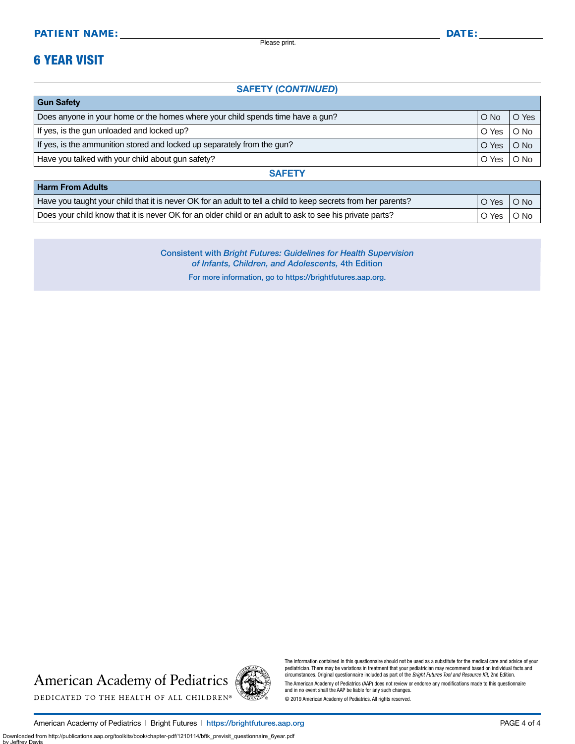**PATIENT NAME:** ______________________________ **DATE:** __________

Please print.

# 6 YEAR VISIT

## SAFETY (*CONTINUED*)

| Gun Safety | | |
|---|---|---|
| Does anyone in your home or the homes where your child spends time have a gun? | O No | O Yes |
| If yes, is the gun unloaded and locked up? | O Yes | O No |
| If yes, is the ammunition stored and locked up separately from the gun? | O Yes | O No |
| Have you talked with your child about gun safety? | O Yes | O No |

## SAFETY

| Harm From Adults | | |
|---|---|---|
| Have you taught your child that it is never OK for an adult to tell a child to keep secrets from her parents? | O Yes | O No |
| Does your child know that it is never OK for an older child or an adult to ask to see his private parts? | O Yes | O No |

Consistent with *Bright Futures: Guidelines for Health Supervision of Infants, Children, and Adolescents,* 4th Edition

For more information, go to https://brightfutures.aap.org.

American Academy of Pediatrics

DEDICATED TO THE HEALTH OF ALL CHILDREN®

The information contained in this questionnaire should not be used as a substitute for the medical care and advice of your pediatrician. There may be variations in treatment that your pediatrician may recommend based on individual facts and circumstances. Original questionnaire included as part of the *Bright Futures Tool and Resource Kit,* 2nd Edition.

The American Academy of Pediatrics (AAP) does not review or endorse any modifications made to this questionnaire and in no event shall the AAP be liable for any such changes.

© 2019 American Academy of Pediatrics. All rights reserved.

Downloaded from http://publications.aap.org/toolkits/book/chapter-pdf/1210114/bftk_previsit_questionnaire_6year.pdf
by Jeffrey Davis